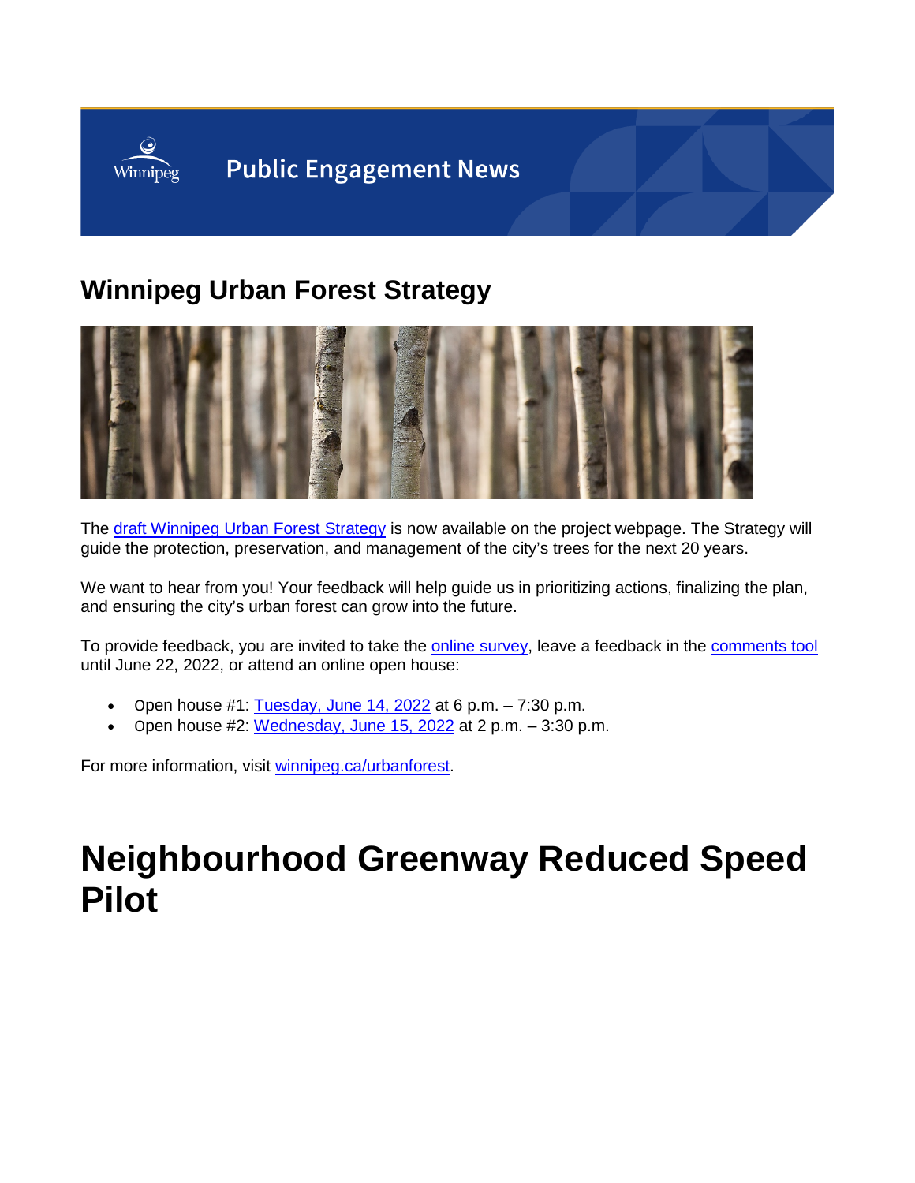Public Engagement News

## Winnipeg Urban Forest Strategy

The draft Winnipeg Urban Forest Strategy is now available on the project webpage. The Strategy will guide the protection, preservation, and management of the city's trees for the next 20 years.

We want to hear from you! Your feedback will help guide us in prioritizing actions, finalizing the plan, and ensuring the city's urban forest can grow into the future.

To provide feedback, you are invited to take the online survey, leave a feedback in the comments tool until June 22, 2022, or attend an online open house:

- Open house #1: Tuesday, June 14, 2022 at 6 p.m. – 7:30 p.m.
- Open house #2: Wednesday, June 15, 2022 at 2 p.m. – 3:30 p.m.

For more information, visit winnipeg.ca/urbanforest.

# Neighbourhood Greenway Reduced Speed Pilot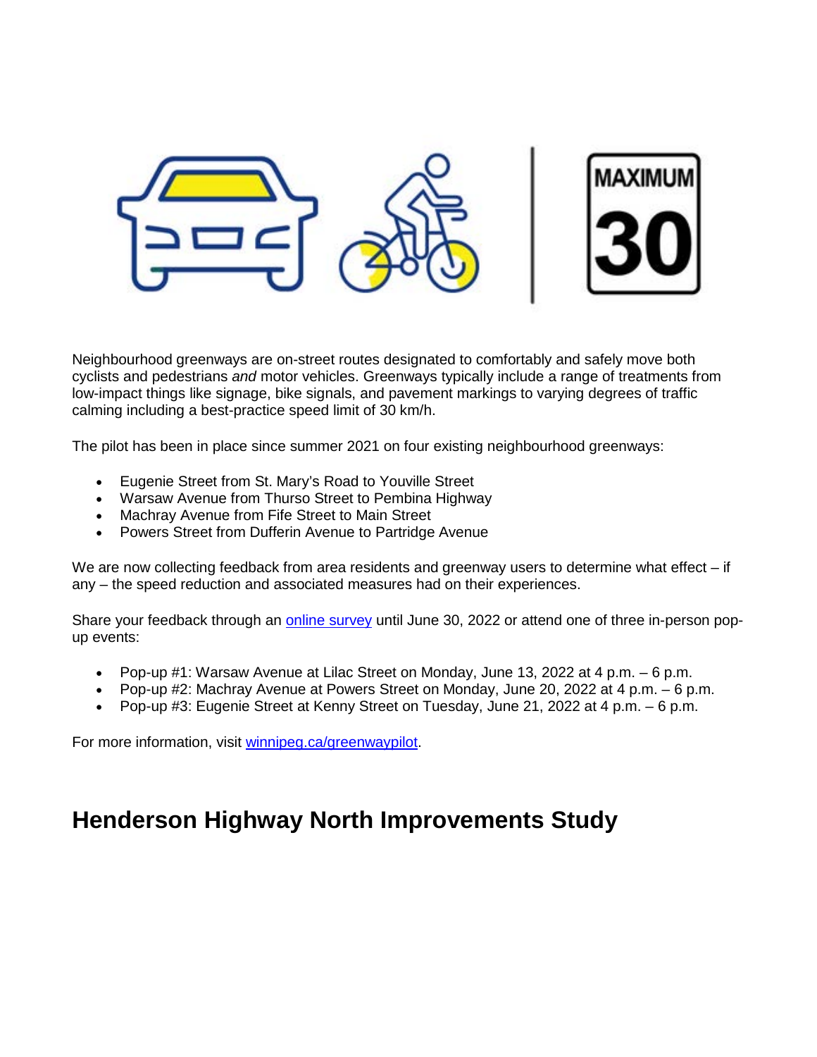Neighbourhood greenways are on-street routes designated to comfortably and safely move both cyclists and pedestrians *and* motor vehicles. Greenways typically include a range of treatments from low-impact things like signage, bike signals, and pavement markings to varying degrees of traffic calming including a best-practice speed limit of 30 km/h.

The pilot has been in place since summer 2021 on four existing neighbourhood greenways:

- Eugenie Street from St. Mary's Road to Youville Street
- Warsaw Avenue from Thurso Street to Pembina Highway
- Machray Avenue from Fife Street to Main Street
- Powers Street from Dufferin Avenue to Partridge Avenue

We are now collecting feedback from area residents and greenway users to determine what effect – if any – the speed reduction and associated measures had on their experiences.

Share your feedback through an [online survey] until June 30, 2022 or attend one of three in-person pop-up events:

- Pop-up #1: Warsaw Avenue at Lilac Street on Monday, June 13, 2022 at 4 p.m. – 6 p.m.
- Pop-up #2: Machray Avenue at Powers Street on Monday, June 20, 2022 at 4 p.m. – 6 p.m.
- Pop-up #3: Eugenie Street at Kenny Street on Tuesday, June 21, 2022 at 4 p.m. – 6 p.m.

For more information, visit winnipeg.ca/greenwaypilot.

## Henderson Highway North Improvements Study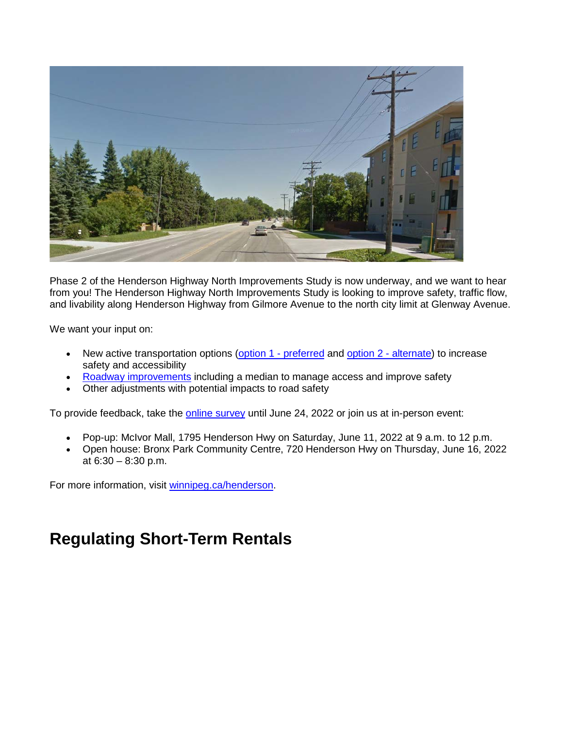Phase 2 of the Henderson Highway North Improvements Study is now underway, and we want to hear from you! The Henderson Highway North Improvements Study is looking to improve safety, traffic flow, and livability along Henderson Highway from Gilmore Avenue to the north city limit at Glenway Avenue.

We want your input on:

- New active transportation options (option 1 - preferred and option 2 - alternate) to increase safety and accessibility
- Roadway improvements including a median to manage access and improve safety
- Other adjustments with potential impacts to road safety

To provide feedback, take the online survey until June 24, 2022 or join us at in-person event:

- Pop-up: McIvor Mall, 1795 Henderson Hwy on Saturday, June 11, 2022 at 9 a.m. to 12 p.m.
- Open house: Bronx Park Community Centre, 720 Henderson Hwy on Thursday, June 16, 2022 at 6:30 – 8:30 p.m.

For more information, visit winnipeg.ca/henderson.

# Regulating Short-Term Rentals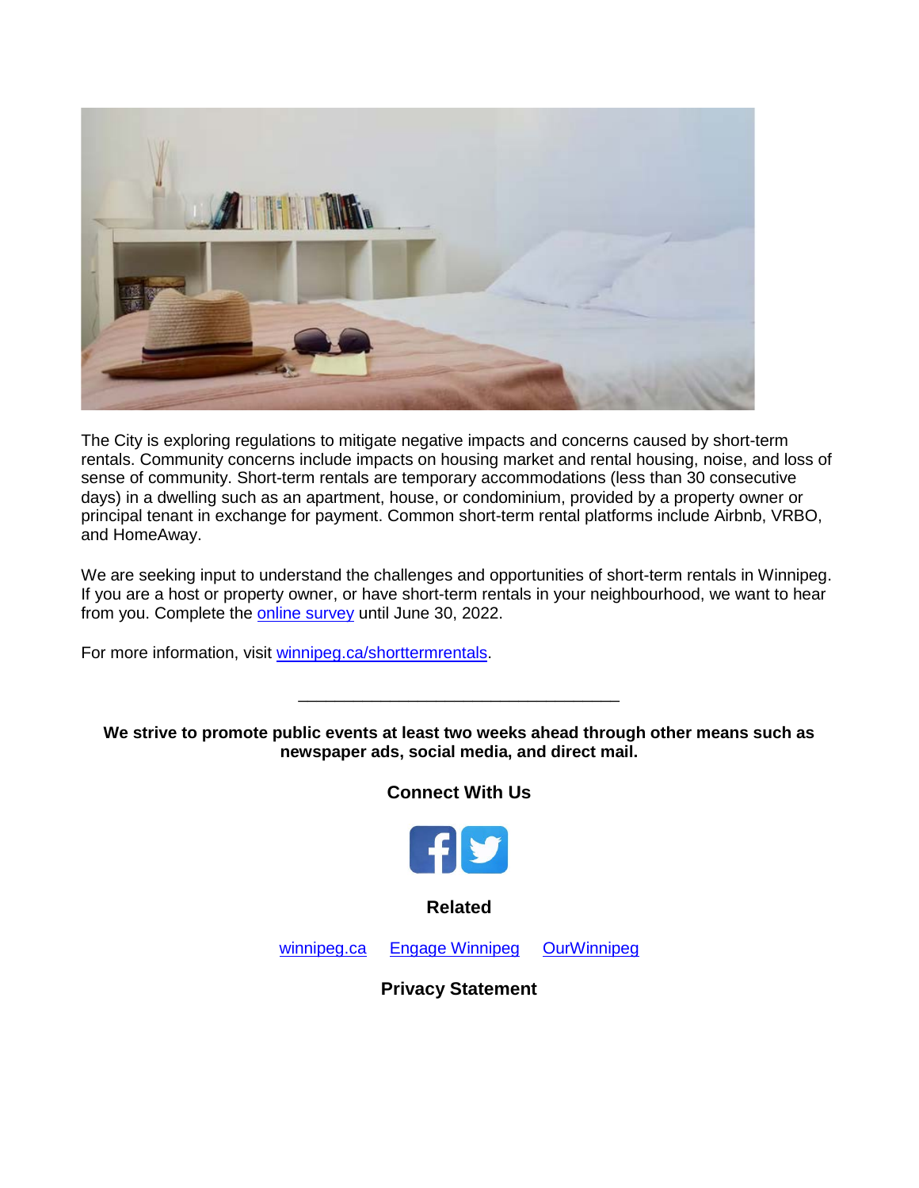The City is exploring regulations to mitigate negative impacts and concerns caused by short-term rentals. Community concerns include impacts on housing market and rental housing, noise, and loss of sense of community. Short-term rentals are temporary accommodations (less than 30 consecutive days) in a dwelling such as an apartment, house, or condominium, provided by a property owner or principal tenant in exchange for payment. Common short-term rental platforms include Airbnb, VRBO, and HomeAway.

We are seeking input to understand the challenges and opportunities of short-term rentals in Winnipeg. If you are a host or property owner, or have short-term rentals in your neighbourhood, we want to hear from you. Complete the online survey until June 30, 2022.

For more information, visit winnipeg.ca/shorttermrentals.

---

**We strive to promote public events at least two weeks ahead through other means such as newspaper ads, social media, and direct mail.**

**Connect With Us**

**Related**

winnipeg.ca Engage Winnipeg OurWinnipeg

**Privacy Statement**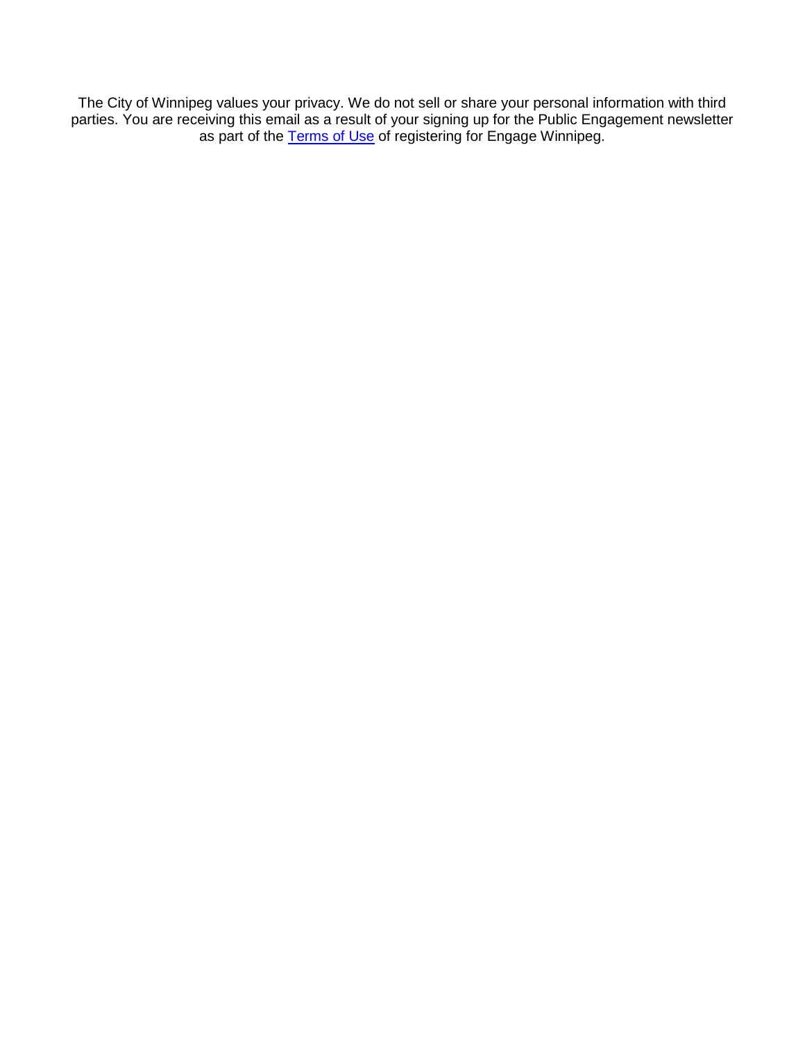The City of Winnipeg values your privacy. We do not sell or share your personal information with third parties. You are receiving this email as a result of your signing up for the Public Engagement newsletter as part of the Terms of Use of registering for Engage Winnipeg.